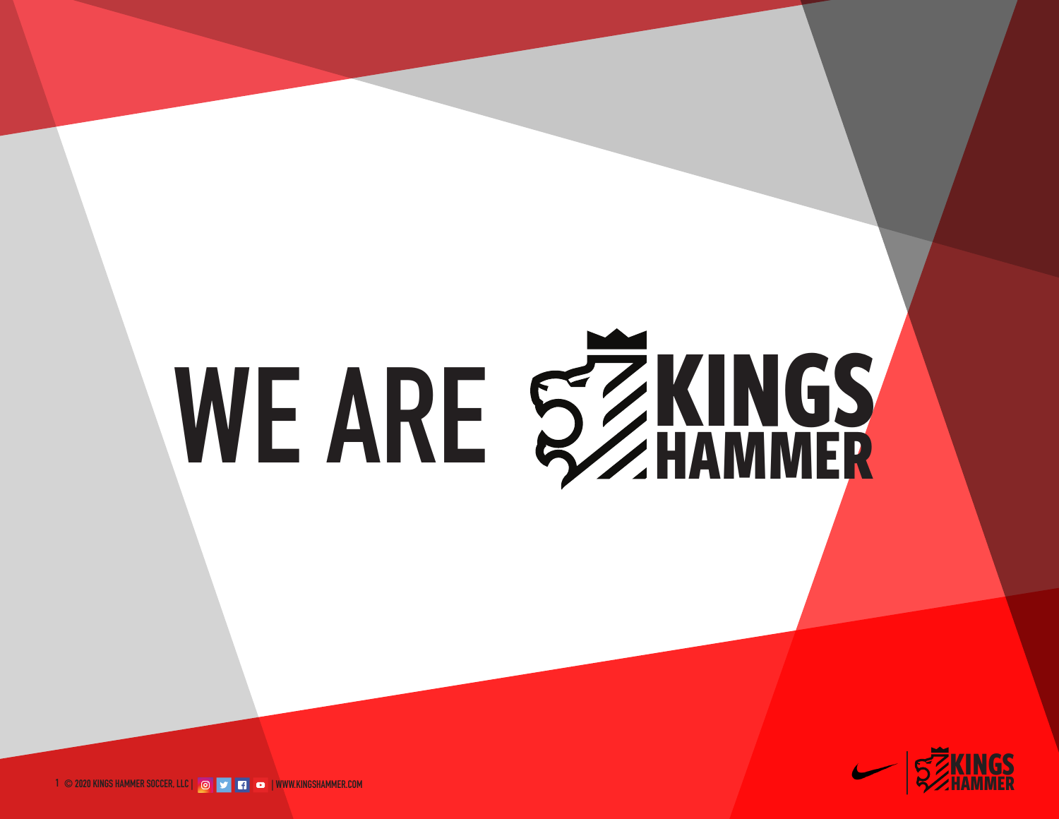# WE ARE KINGS HAMMER

© 2020 KINGS HAMMER SOCCER, LLC | | WWW.KINGSHAMMER.COM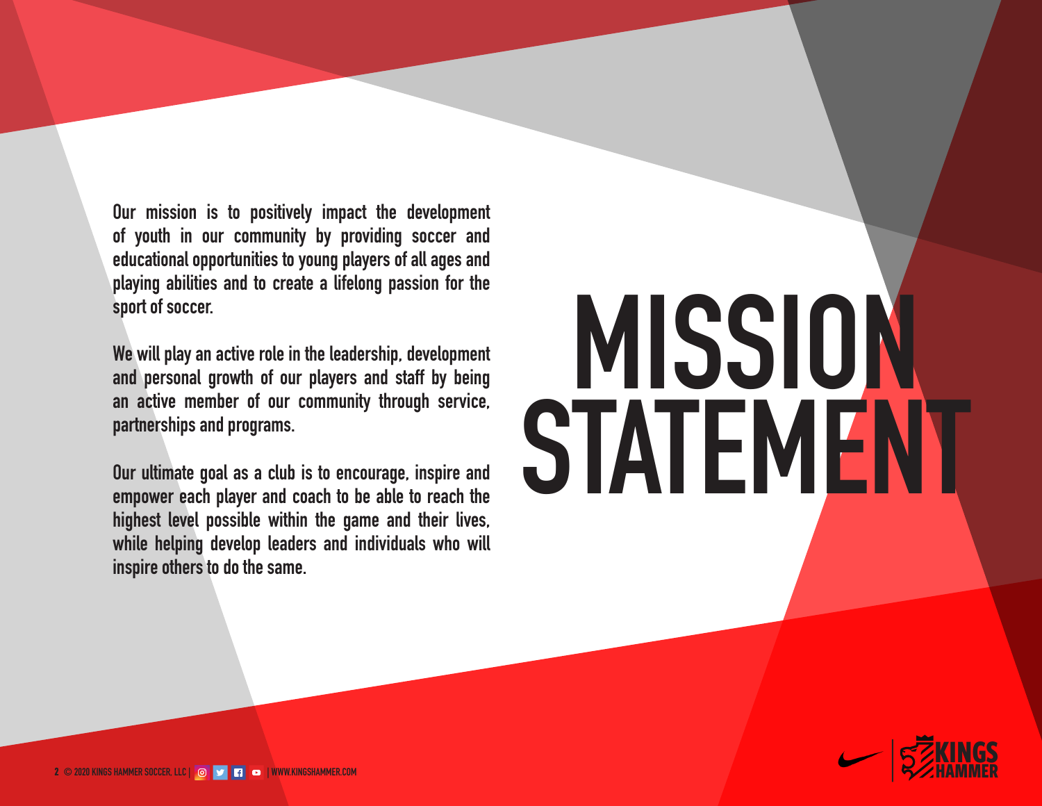# MISSION STATEMENT

Our mission is to positively impact the development of youth in our community by providing soccer and educational opportunities to young players of all ages and playing abilities and to create a lifelong passion for the sport of soccer.

We will play an active role in the leadership, development and personal growth of our players and staff by being an active member of our community through service, partnerships and programs.

Our ultimate goal as a club is to encourage, inspire and empower each player and coach to be able to reach the highest level possible within the game and their lives, while helping develop leaders and individuals who will inspire others to do the same.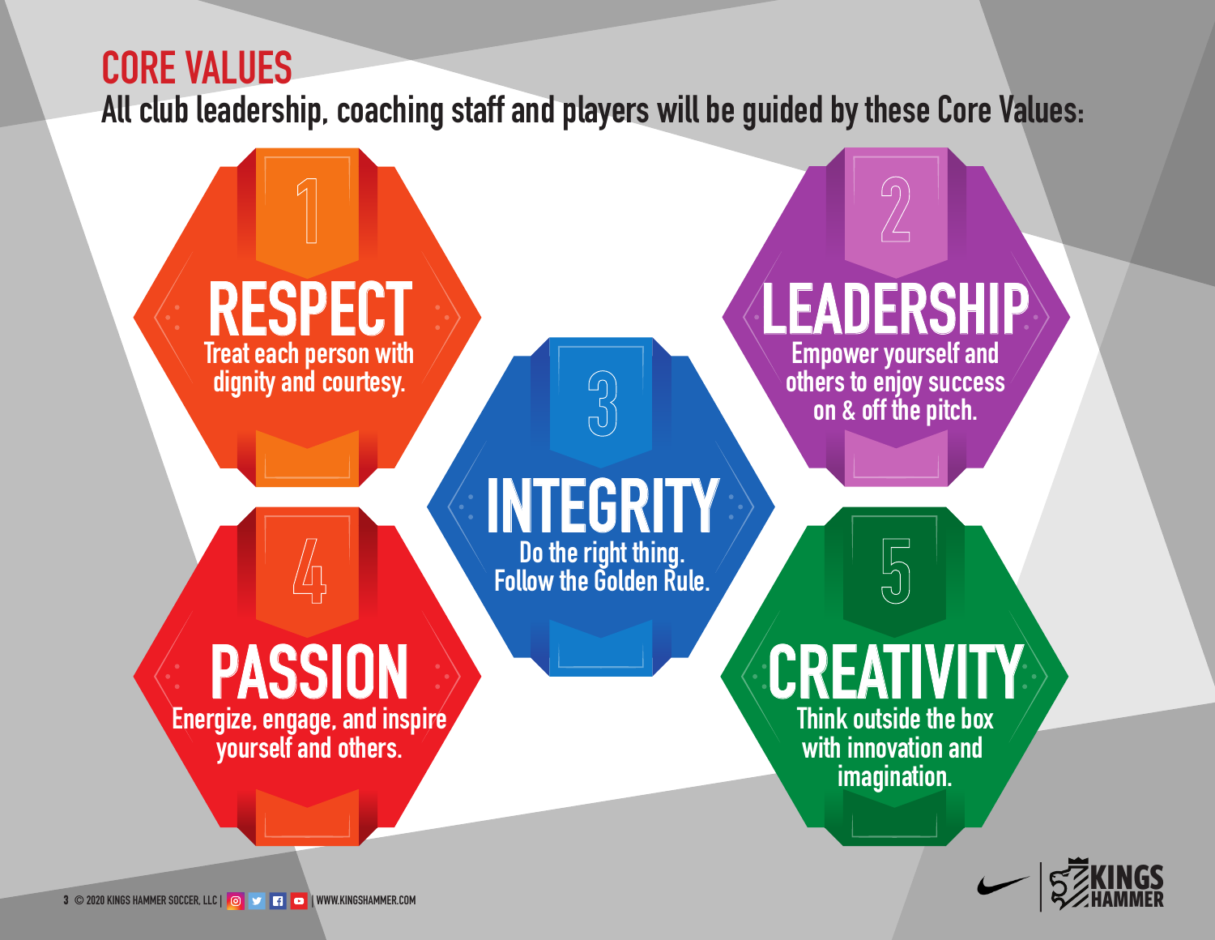# CORE VALUES

**All club leadership, coaching staff and players will be guided by these Core Values:**

## 1 RESPECT

Treat each person with dignity and courtesy.

## 2 LEADERSHIP

Empower yourself and others to enjoy success on & off the pitch.

## 3 INTEGRITY

Do the right thing. Follow the Golden Rule.

## 4 PASSION

Energize, engage, and inspire yourself and others.

## 5 CREATIVITY

Think outside the box with innovation and imagination.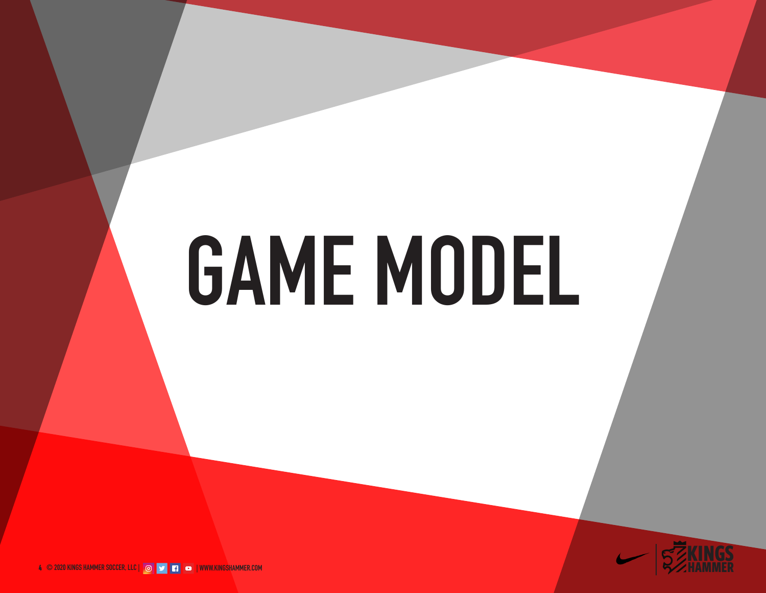# GAME MODEL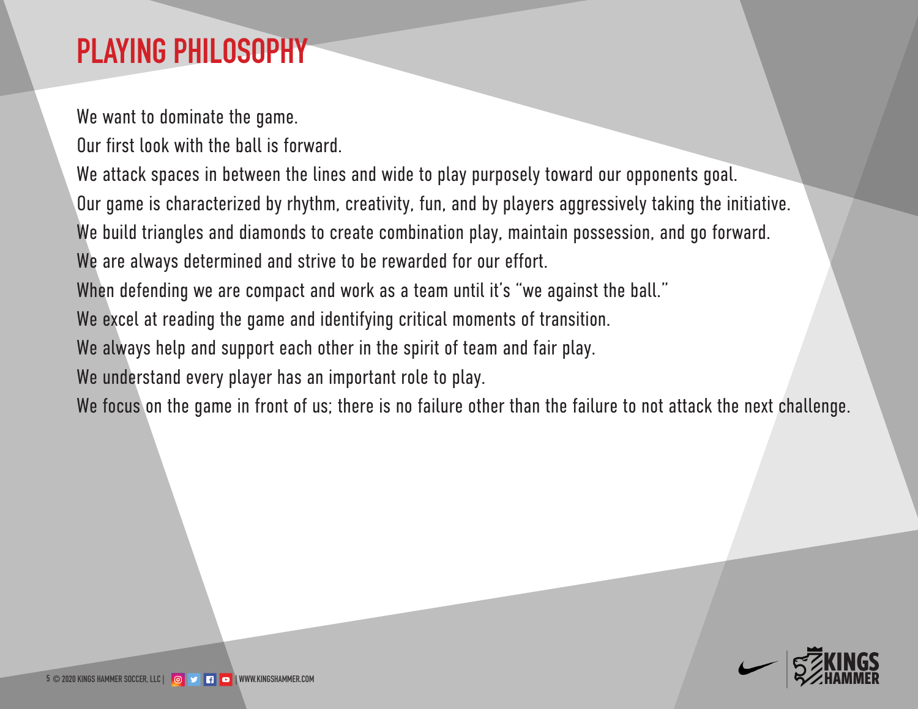# PLAYING PHILOSOPHY

We want to dominate the game.

Our first look with the ball is forward.

We attack spaces in between the lines and wide to play purposely toward our opponents goal.

Our game is characterized by rhythm, creativity, fun, and by players aggressively taking the initiative.

We build triangles and diamonds to create combination play, maintain possession, and go forward.

We are always determined and strive to be rewarded for our effort.

When defending we are compact and work as a team until it's "we against the ball."

We excel at reading the game and identifying critical moments of transition.

We always help and support each other in the spirit of team and fair play.

We understand every player has an important role to play.

We focus on the game in front of us; there is no failure other than the failure to not attack the next challenge.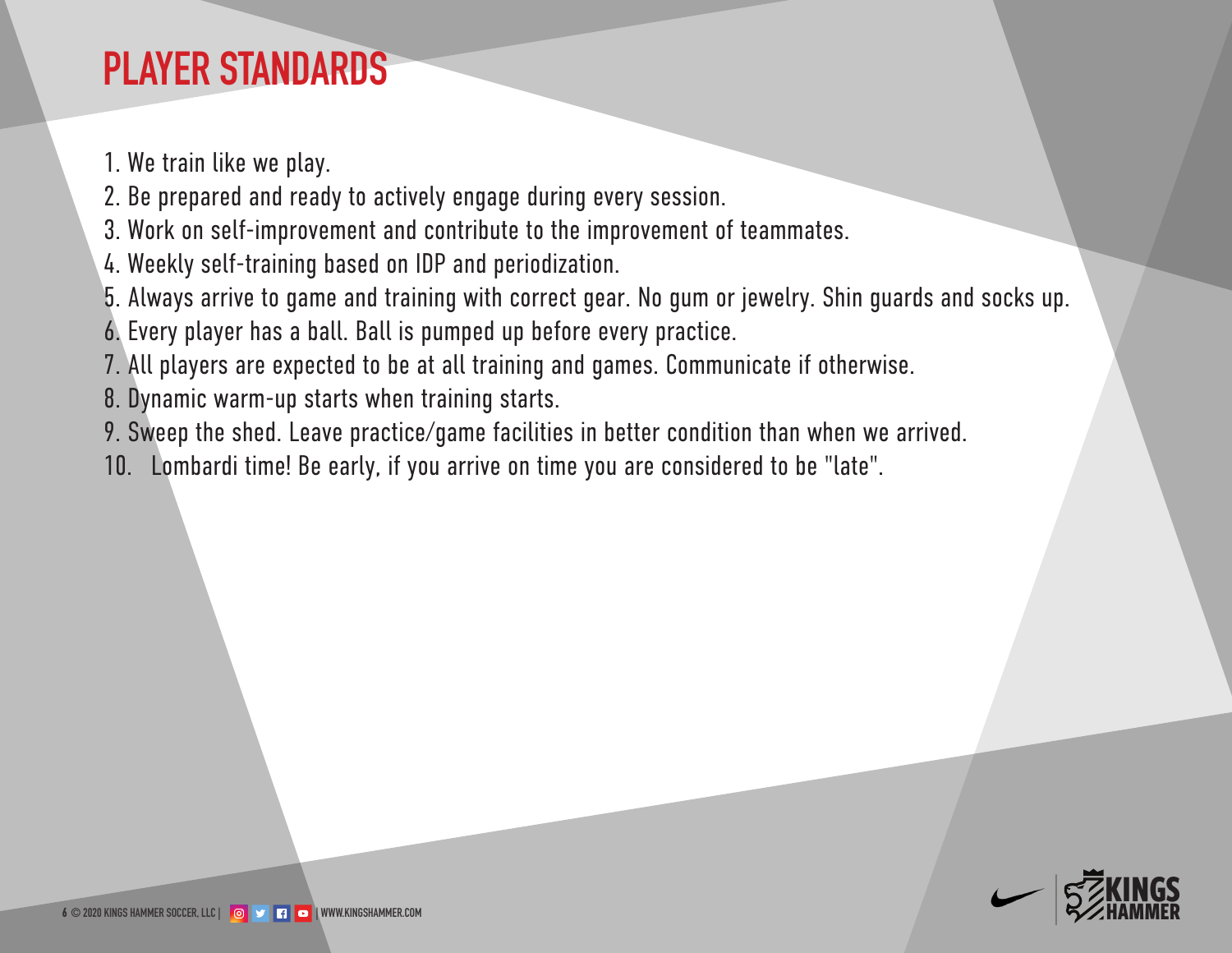# PLAYER STANDARDS

1. We train like we play.
2. Be prepared and ready to actively engage during every session.
3. Work on self-improvement and contribute to the improvement of teammates.
4. Weekly self-training based on IDP and periodization.
5. Always arrive to game and training with correct gear. No gum or jewelry. Shin guards and socks up.
6. Every player has a ball. Ball is pumped up before every practice.
7. All players are expected to be at all training and games. Communicate if otherwise.
8. Dynamic warm-up starts when training starts.
9. Sweep the shed. Leave practice/game facilities in better condition than when we arrived.
10. Lombardi time! Be early, if you arrive on time you are considered to be "late".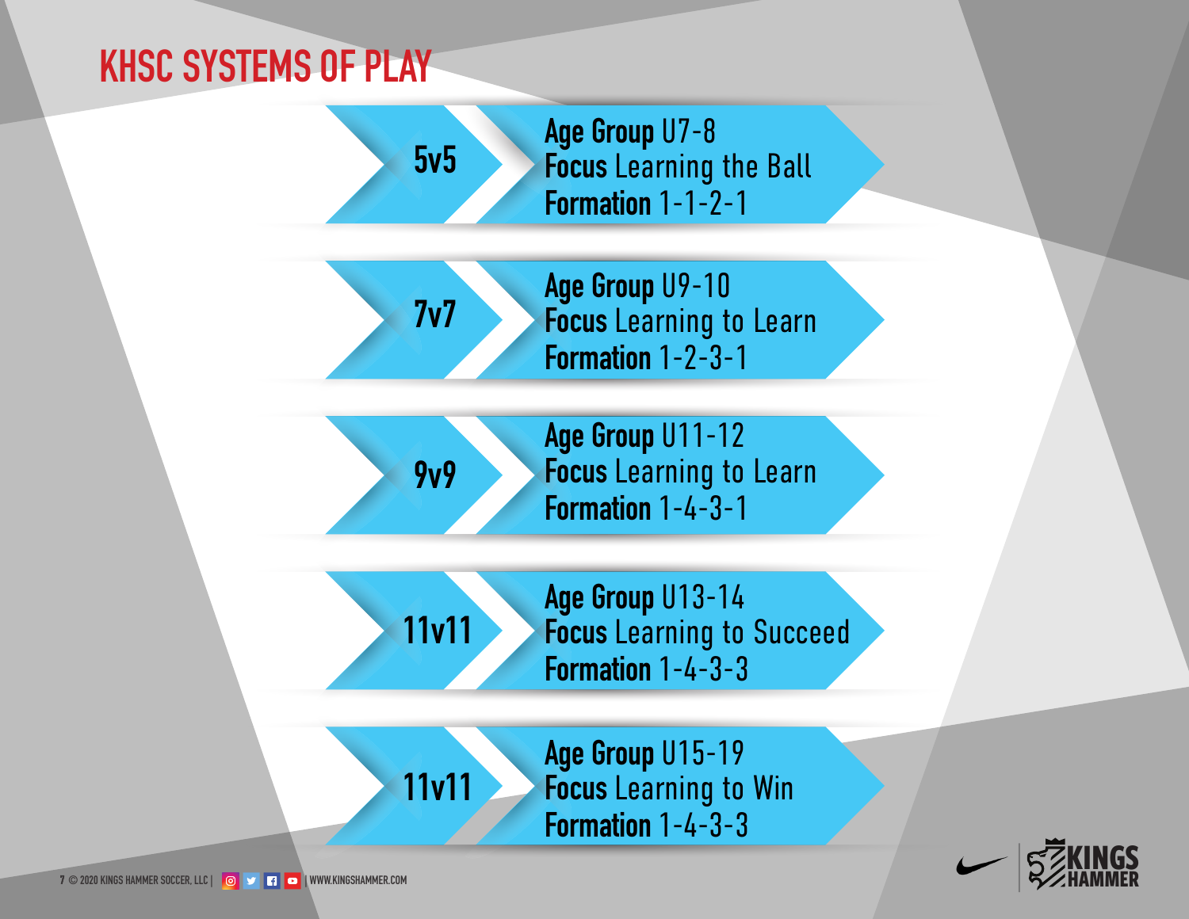# KHSC SYSTEMS OF PLAY

| Format | Age Group | Focus | Formation |
|---|---|---|---|
| 5v5 | U7-8 | Learning the Ball | 1-1-2-1 |
| 7v7 | U9-10 | Learning to Learn | 1-2-3-1 |
| 9v9 | U11-12 | Learning to Learn | 1-4-3-1 |
| 11v11 | U13-14 | Learning to Succeed | 1-4-3-3 |
| 11v11 | U15-19 | Learning to Win | 1-4-3-3 |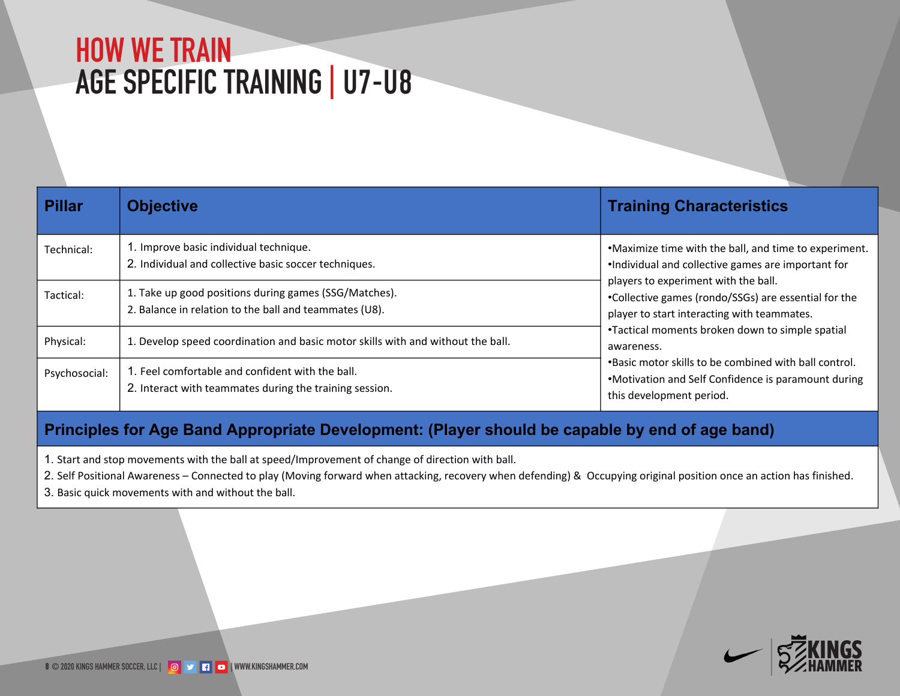# HOW WE TRAIN
## AGE SPECIFIC TRAINING | U7-U8

| Pillar | Objective | Training Characteristics |
|---|---|---|
| Technical: | 1. Improve basic individual technique.<br>2. Individual and collective basic soccer techniques. | •Maximize time with the ball, and time to experiment.<br>•Individual and collective games are important for players to experiment with the ball.<br>•Collective games (rondo/SSGs) are essential for the player to start interacting with teammates.<br>•Tactical moments broken down to simple spatial awareness.<br>•Basic motor skills to be combined with ball control.<br>•Motivation and Self Confidence is paramount during this development period. |
| Tactical: | 1. Take up good positions during games (SSG/Matches).<br>2. Balance in relation to the ball and teammates (U8). | |
| Physical: | 1. Develop speed coordination and basic motor skills with and without the ball. | |
| Psychosocial: | 1. Feel comfortable and confident with the ball.<br>2. Interact with teammates during the training session. | |

**Principles for Age Band Appropriate Development: (Player should be capable by end of age band)**

1. Start and stop movements with the ball at speed/Improvement of change of direction with ball.
2. Self Positional Awareness – Connected to play (Moving forward when attacking, recovery when defending) & Occupying original position once an action has finished.
3. Basic quick movements with and without the ball.

© 2020 KINGS HAMMER SOCCER, LLC | WWW.KINGSHAMMER.COM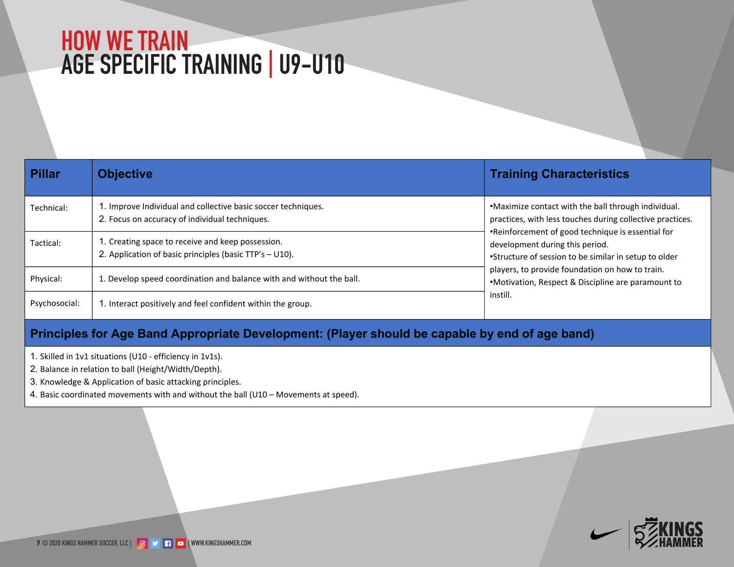# HOW WE TRAIN
# AGE SPECIFIC TRAINING | U9-U10

| Pillar | Objective | Training Characteristics |
|---|---|---|
| Technical: | 1. Improve Individual and collective basic soccer techniques.<br>2. Focus on accuracy of individual techniques. | •Maximize contact with the ball through individual. practices, with less touches during collective practices.<br>•Reinforcement of good technique is essential for development during this period.<br>•Structure of session to be similar in setup to older players, to provide foundation on how to train.<br>•Motivation, Respect & Discipline are paramount to instill. |
| Tactical: | 1. Creating space to receive and keep possession.<br>2. Application of basic principles (basic TTP's – U10). | |
| Physical: | 1. Develop speed coordination and balance with and without the ball. | |
| Psychosocial: | 1. Interact positively and feel confident within the group. | |

## Principles for Age Band Appropriate Development: (Player should be capable by end of age band)

1. Skilled in 1v1 situations (U10 - efficiency in 1v1s).
2. Balance in relation to ball (Height/Width/Depth).
3. Knowledge & Application of basic attacking principles.
4. Basic coordinated movements with and without the ball (U10 – Movements at speed).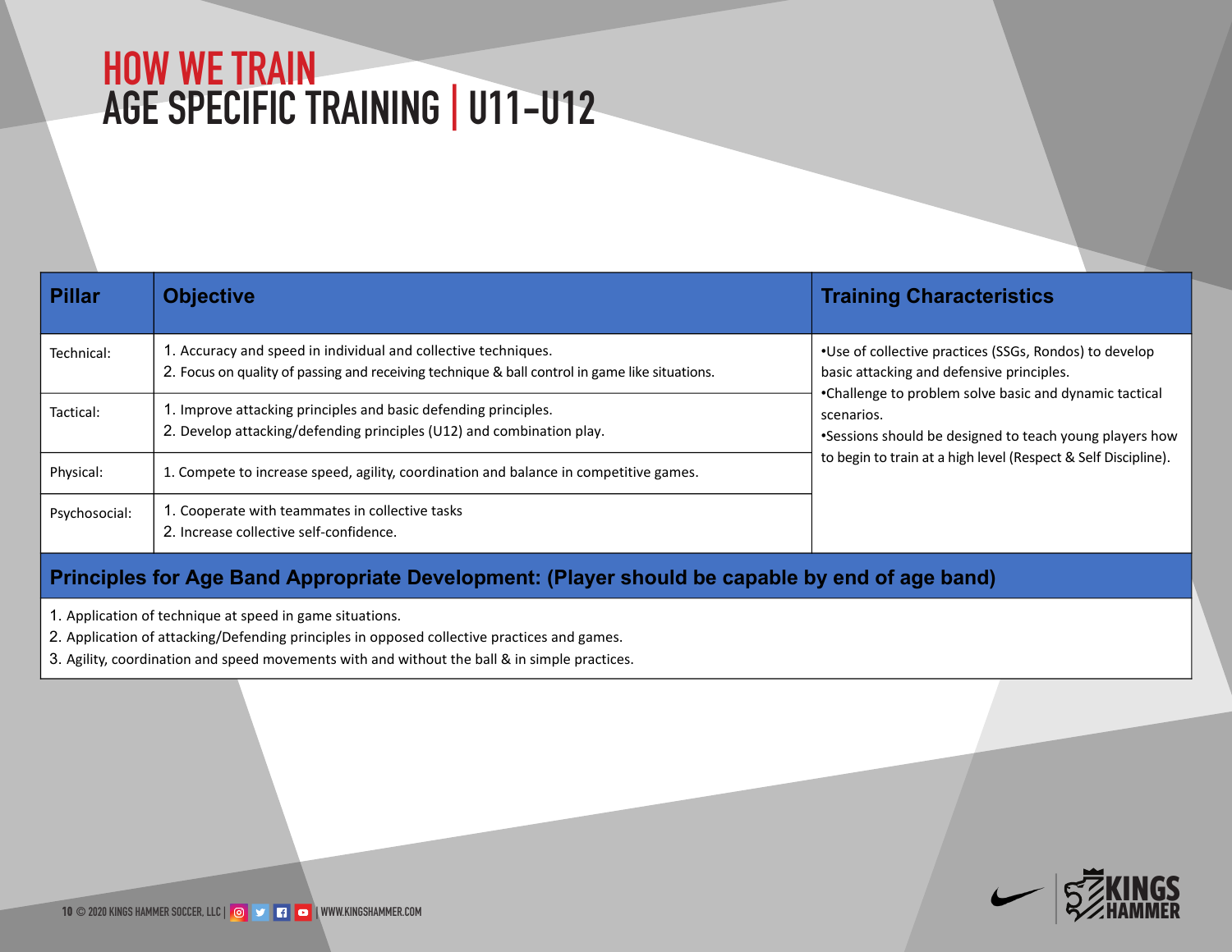# HOW WE TRAIN
## AGE SPECIFIC TRAINING | U11-U12

| Pillar | Objective | Training Characteristics |
|---|---|---|
| Technical: | 1. Accuracy and speed in individual and collective techniques.<br>2. Focus on quality of passing and receiving technique & ball control in game like situations. | •Use of collective practices (SSGs, Rondos) to develop basic attacking and defensive principles.<br>•Challenge to problem solve basic and dynamic tactical scenarios.<br>•Sessions should be designed to teach young players how to begin to train at a high level (Respect & Self Discipline). |
| Tactical: | 1. Improve attacking principles and basic defending principles.<br>2. Develop attacking/defending principles (U12) and combination play. | |
| Physical: | 1. Compete to increase speed, agility, coordination and balance in competitive games. | |
| Psychosocial: | 1. Cooperate with teammates in collective tasks<br>2. Increase collective self-confidence. | |

**Principles for Age Band Appropriate Development: (Player should be capable by end of age band)**

1. Application of technique at speed in game situations.
2. Application of attacking/Defending principles in opposed collective practices and games.
3. Agility, coordination and speed movements with and without the ball & in simple practices.

© 2020 KINGS HAMMER SOCCER, LLC | WWW.KINGSHAMMER.COM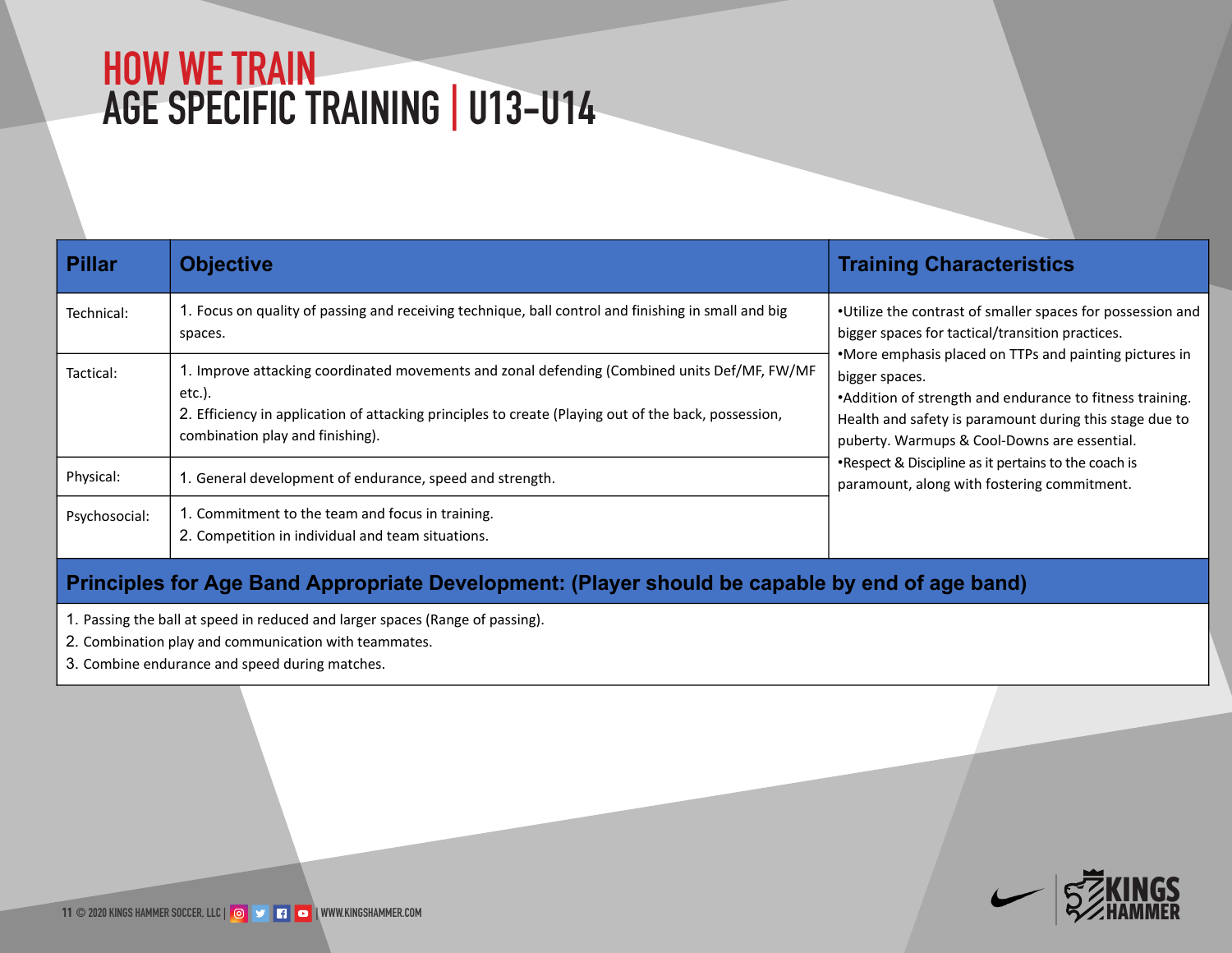# HOW WE TRAIN
## AGE SPECIFIC TRAINING | U13-U14

| Pillar | Objective | Training Characteristics |
|---|---|---|
| Technical: | 1. Focus on quality of passing and receiving technique, ball control and finishing in small and big spaces. | •Utilize the contrast of smaller spaces for possession and bigger spaces for tactical/transition practices.<br>•More emphasis placed on TTPs and painting pictures in bigger spaces.<br>•Addition of strength and endurance to fitness training. Health and safety is paramount during this stage due to puberty. Warmups & Cool-Downs are essential.<br>•Respect & Discipline as it pertains to the coach is paramount, along with fostering commitment. |
| Tactical: | 1. Improve attacking coordinated movements and zonal defending (Combined units Def/MF, FW/MF etc.).<br>2. Efficiency in application of attacking principles to create (Playing out of the back, possession, combination play and finishing). | |
| Physical: | 1. General development of endurance, speed and strength. | |
| Psychosocial: | 1. Commitment to the team and focus in training.<br>2. Competition in individual and team situations. | |

**Principles for Age Band Appropriate Development: (Player should be capable by end of age band)**

1. Passing the ball at speed in reduced and larger spaces (Range of passing).
2. Combination play and communication with teammates.
3. Combine endurance and speed during matches.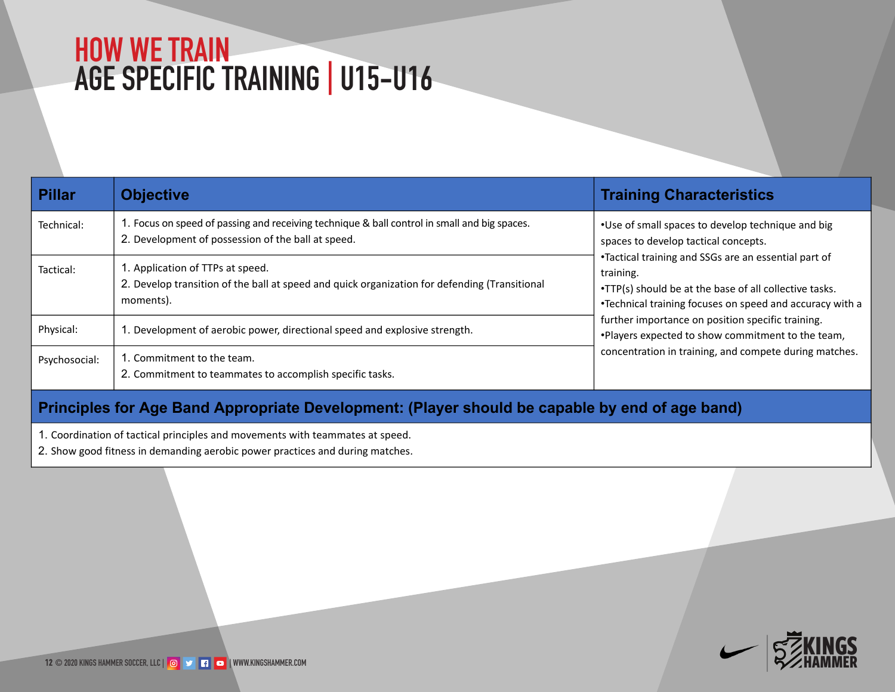# HOW WE TRAIN
# AGE SPECIFIC TRAINING | U15-U16

| Pillar | Objective | Training Characteristics |
|---|---|---|
| Technical: | 1. Focus on speed of passing and receiving technique & ball control in small and big spaces.<br>2. Development of possession of the ball at speed. | •Use of small spaces to develop technique and big spaces to develop tactical concepts.<br>•Tactical training and SSGs are an essential part of training.<br>•TTP(s) should be at the base of all collective tasks.<br>•Technical training focuses on speed and accuracy with a further importance on position specific training.<br>•Players expected to show commitment to the team, concentration in training, and compete during matches. |
| Tactical: | 1. Application of TTPs at speed.<br>2. Develop transition of the ball at speed and quick organization for defending (Transitional moments). | |
| Physical: | 1. Development of aerobic power, directional speed and explosive strength. | |
| Psychosocial: | 1. Commitment to the team.<br>2. Commitment to teammates to accomplish specific tasks. | |

**Principles for Age Band Appropriate Development: (Player should be capable by end of age band)**

1. Coordination of tactical principles and movements with teammates at speed.
2. Show good fitness in demanding aerobic power practices and during matches.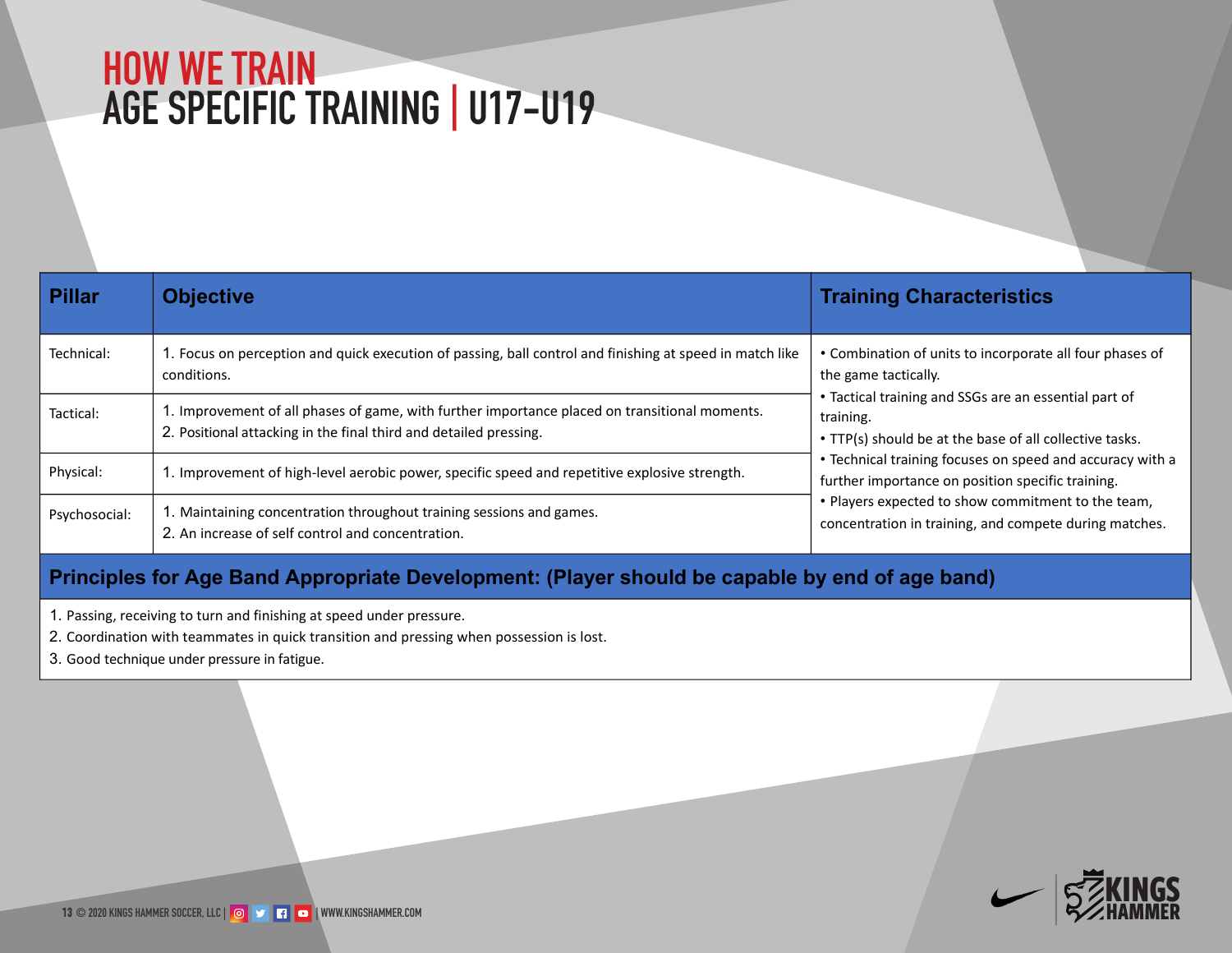# HOW WE TRAIN
## AGE SPECIFIC TRAINING | U17-U19

| Pillar | Objective | Training Characteristics |
| --- | --- | --- |
| Technical: | 1. Focus on perception and quick execution of passing, ball control and finishing at speed in match like conditions. | • Combination of units to incorporate all four phases of the game tactically.<br>• Tactical training and SSGs are an essential part of training.<br>• TTP(s) should be at the base of all collective tasks.<br>• Technical training focuses on speed and accuracy with a further importance on position specific training.<br>• Players expected to show commitment to the team, concentration in training, and compete during matches. |
| Tactical: | 1. Improvement of all phases of game, with further importance placed on transitional moments.<br>2. Positional attacking in the final third and detailed pressing. | |
| Physical: | 1. Improvement of high-level aerobic power, specific speed and repetitive explosive strength. | |
| Psychosocial: | 1. Maintaining concentration throughout training sessions and games.<br>2. An increase of self control and concentration. | |

**Principles for Age Band Appropriate Development: (Player should be capable by end of age band)**

1. Passing, receiving to turn and finishing at speed under pressure.
2. Coordination with teammates in quick transition and pressing when possession is lost.
3. Good technique under pressure in fatigue.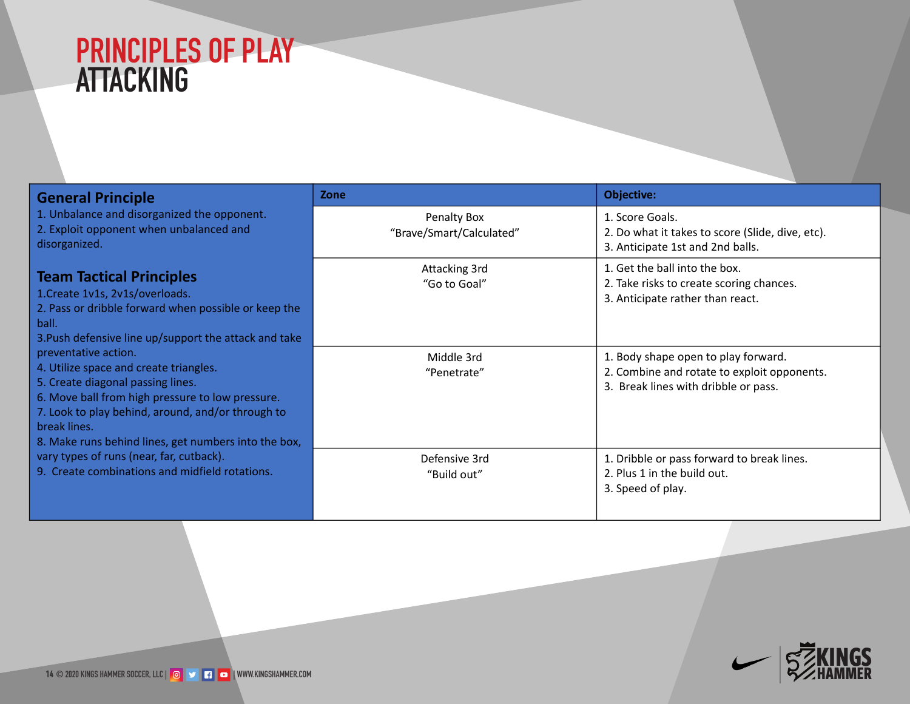# PRINCIPLES OF PLAY
## ATTACKING

| General Principle | Zone | Objective: |
|---|---|---|
| 1. Unbalance and disorganized the opponent.<br>2. Exploit opponent when unbalanced and disorganized.<br><br>**Team Tactical Principles**<br>1.Create 1v1s, 2v1s/overloads.<br>2. Pass or dribble forward when possible or keep the ball.<br>3.Push defensive line up/support the attack and take preventative action.<br>4. Utilize space and create triangles.<br>5. Create diagonal passing lines.<br>6. Move ball from high pressure to low pressure.<br>7. Look to play behind, around, and/or through to break lines.<br>8. Make runs behind lines, get numbers into the box, vary types of runs (near, far, cutback).<br>9. Create combinations and midfield rotations. | Penalty Box<br>"Brave/Smart/Calculated" | 1. Score Goals.<br>2. Do what it takes to score (Slide, dive, etc).<br>3. Anticipate 1st and 2nd balls. |
| | Attacking 3rd<br>"Go to Goal" | 1. Get the ball into the box.<br>2. Take risks to create scoring chances.<br>3. Anticipate rather than react. |
| | Middle 3rd<br>"Penetrate" | 1. Body shape open to play forward.<br>2. Combine and rotate to exploit opponents.<br>3. Break lines with dribble or pass. |
| | Defensive 3rd<br>"Build out" | 1. Dribble or pass forward to break lines.<br>2. Plus 1 in the build out.<br>3. Speed of play. |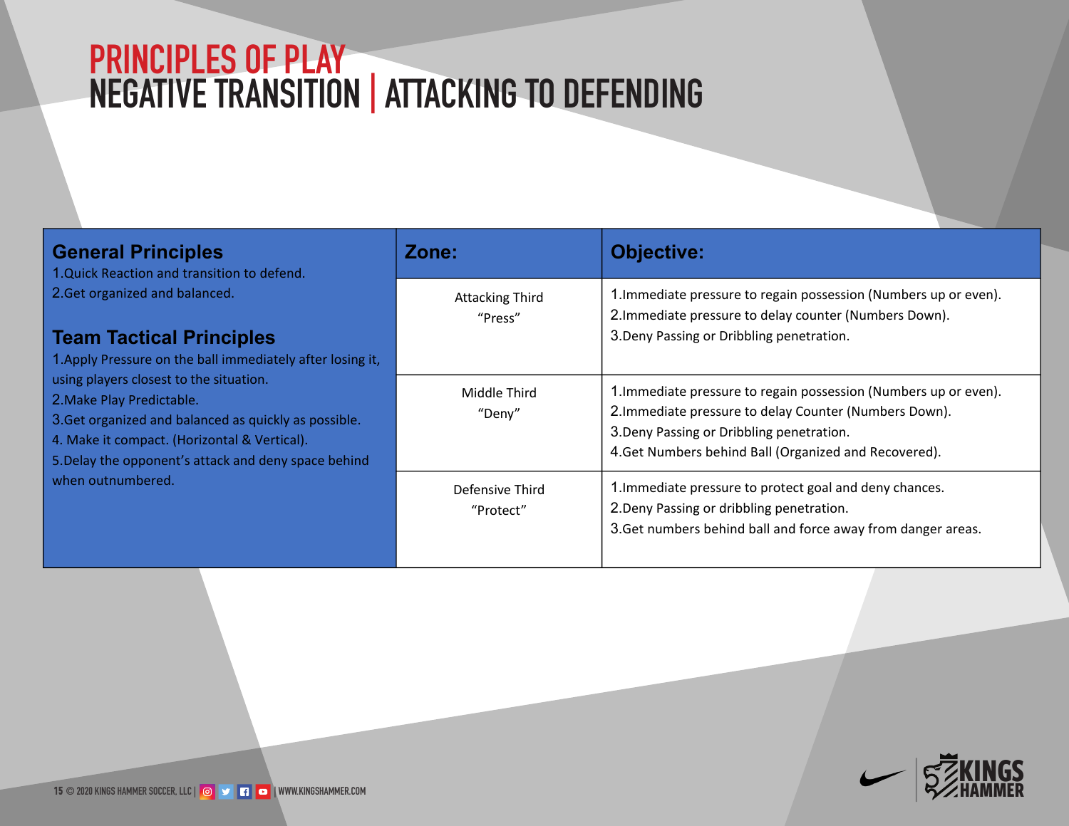# PRINCIPLES OF PLAY
## NEGATIVE TRANSITION | ATTACKING TO DEFENDING

| General Principles | Zone: | Objective: |
|---|---|---|
| 1.Quick Reaction and transition to defend.<br>2.Get organized and balanced. | Attacking Third<br>"Press" | 1.Immediate pressure to regain possession (Numbers up or even).<br>2.Immediate pressure to delay counter (Numbers Down).<br>3.Deny Passing or Dribbling penetration. |
| **Team Tactical Principles**<br>1.Apply Pressure on the ball immediately after losing it, using players closest to the situation.<br>2.Make Play Predictable.<br>3.Get organized and balanced as quickly as possible.<br>4. Make it compact. (Horizontal & Vertical).<br>5.Delay the opponent's attack and deny space behind when outnumbered. | Middle Third<br>"Deny" | 1.Immediate pressure to regain possession (Numbers up or even).<br>2.Immediate pressure to delay Counter (Numbers Down).<br>3.Deny Passing or Dribbling penetration.<br>4.Get Numbers behind Ball (Organized and Recovered). |
| | Defensive Third<br>"Protect" | 1.Immediate pressure to protect goal and deny chances.<br>2.Deny Passing or dribbling penetration.<br>3.Get numbers behind ball and force away from danger areas. |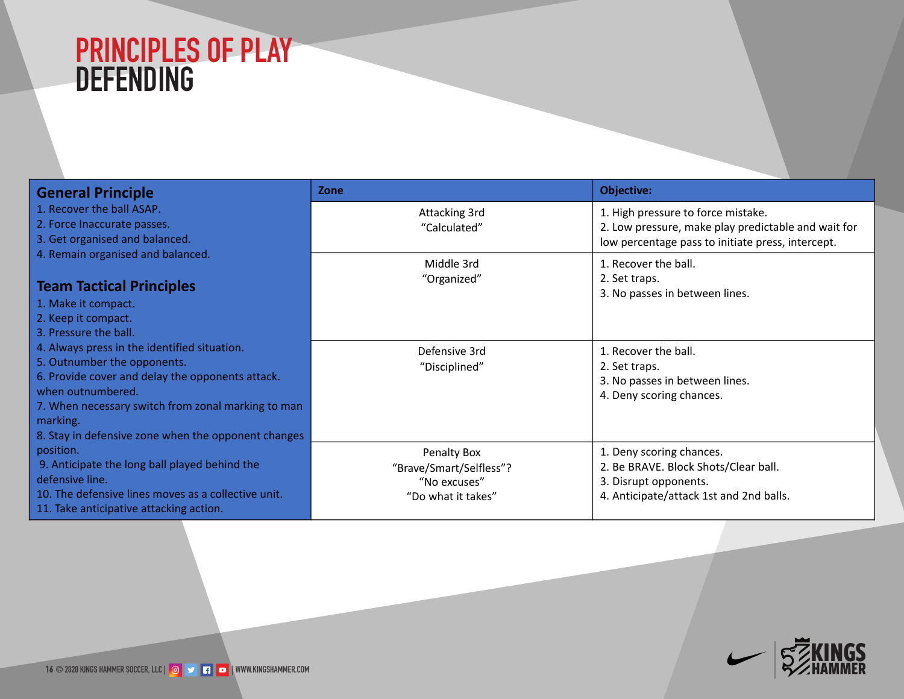# PRINCIPLES OF PLAY
## DEFENDING

### General Principle

1. Recover the ball ASAP.
2. Force Inaccurate passes.
3. Get organised and balanced.
4. Remain organised and balanced.

### Team Tactical Principles

1. Make it compact.
2. Keep it compact.
3. Pressure the ball.
4. Always press in the identified situation.
5. Outnumber the opponents.
6. Provide cover and delay the opponents attack. when outnumbered.
7. When necessary switch from zonal marking to man marking.
8. Stay in defensive zone when the opponent changes position.
9. Anticipate the long ball played behind the defensive line.
10. The defensive lines moves as a collective unit.
11. Take anticipative attacking action.

| Zone | Objective: |
| --- | --- |
| Attacking 3rd<br>"Calculated" | 1. High pressure to force mistake.<br>2. Low pressure, make play predictable and wait for low percentage pass to initiate press, intercept. |
| Middle 3rd<br>"Organized" | 1. Recover the ball.<br>2. Set traps.<br>3. No passes in between lines. |
| Defensive 3rd<br>"Disciplined" | 1. Recover the ball.<br>2. Set traps.<br>3. No passes in between lines.<br>4. Deny scoring chances. |
| Penalty Box<br>"Brave/Smart/Selfless"?<br>"No excuses"<br>"Do what it takes" | 1. Deny scoring chances.<br>2. Be BRAVE. Block Shots/Clear ball.<br>3. Disrupt opponents.<br>4. Anticipate/attack 1st and 2nd balls. |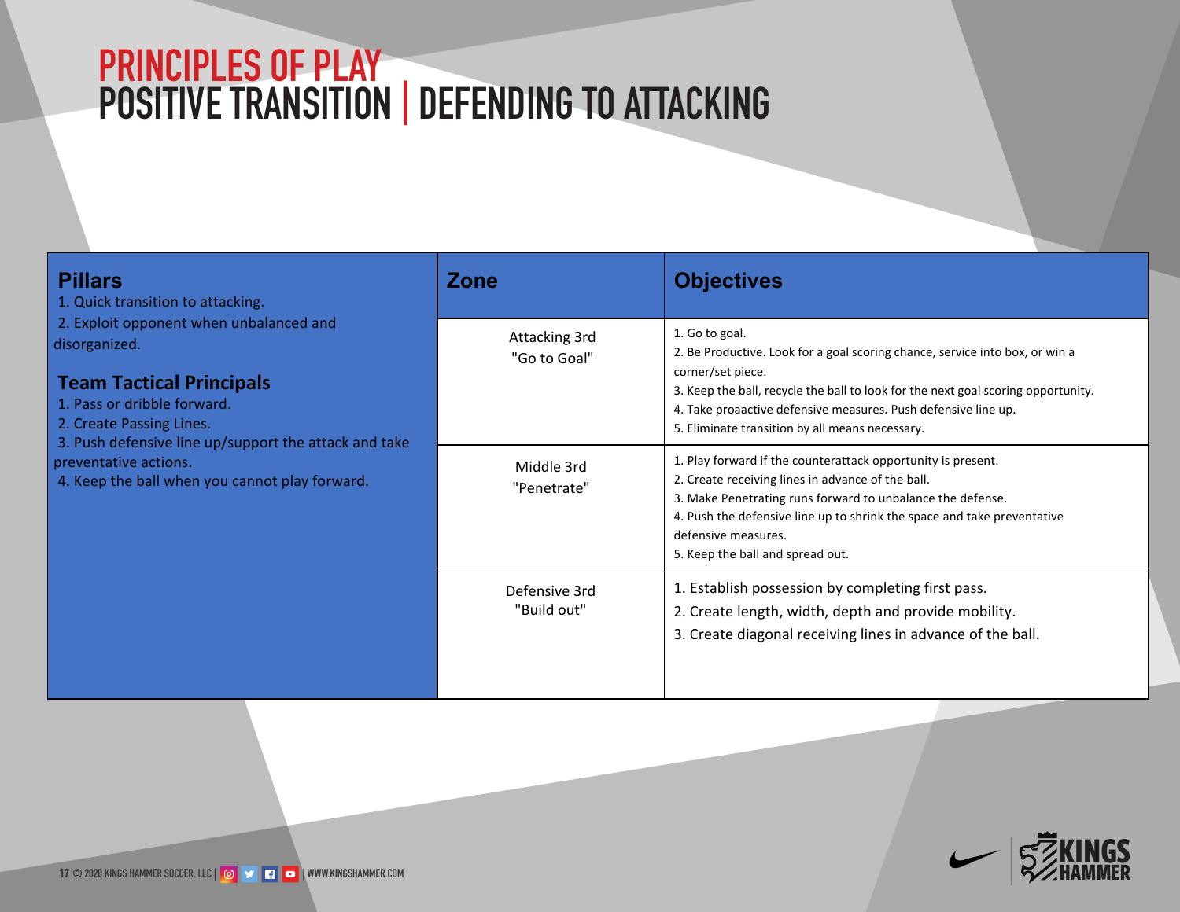# PRINCIPLES OF PLAY
## POSITIVE TRANSITION | DEFENDING TO ATTACKING

### Pillars

1. Quick transition to attacking.
2. Exploit opponent when unbalanced and disorganized.

### Team Tactical Principals

1. Pass or dribble forward.
2. Create Passing Lines.
3. Push defensive line up/support the attack and take preventative actions.
4. Keep the ball when you cannot play forward.

| Zone | Objectives |
| --- | --- |
| Attacking 3rd "Go to Goal" | 1. Go to goal.<br>2. Be Productive. Look for a goal scoring chance, service into box, or win a corner/set piece.<br>3. Keep the ball, recycle the ball to look for the next goal scoring opportunity.<br>4. Take proaactive defensive measures. Push defensive line up.<br>5. Eliminate transition by all means necessary. |
| Middle 3rd "Penetrate" | 1. Play forward if the counterattack opportunity is present.<br>2. Create receiving lines in advance of the ball.<br>3. Make Penetrating runs forward to unbalance the defense.<br>4. Push the defensive line up to shrink the space and take preventative defensive measures.<br>5. Keep the ball and spread out. |
| Defensive 3rd "Build out" | 1. Establish possession by completing first pass.<br>2. Create length, width, depth and provide mobility.<br>3. Create diagonal receiving lines in advance of the ball. |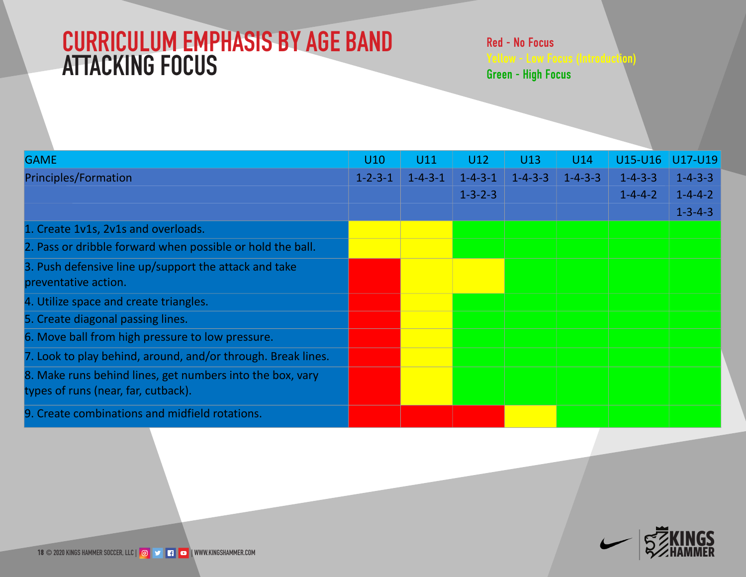# CURRICULUM EMPHASIS BY AGE BAND
## ATTACKING FOCUS

Red - No Focus
Yellow - Low Focus (Introduction)
Green - High Focus

| GAME | U10 | U11 | U12 | U13 | U14 | U15-U16 | U17-U19 |
|---|---|---|---|---|---|---|---|
| Principles/Formation | 1-2-3-1 | 1-4-3-1 | 1-4-3-1 | 1-4-3-3 | 1-4-3-3 | 1-4-3-3 | 1-4-3-3 |
| | | | 1-3-2-3 | | | 1-4-4-2 | 1-4-4-2 |
| | | | | | | | 1-3-4-3 |
| 1. Create 1v1s, 2v1s and overloads. | Yellow | Yellow | Green | Green | Green | Green | Green |
| 2. Pass or dribble forward when possible or hold the ball. | Yellow | Yellow | Green | Green | Green | Green | Green |
| 3. Push defensive line up/support the attack and take preventative action. | Red | Yellow | Yellow | Green | Green | Green | Green |
| 4. Utilize space and create triangles. | Red | Yellow | Green | Green | Green | Green | Green |
| 5. Create diagonal passing lines. | Red | Yellow | Green | Green | Green | Green | Green |
| 6. Move ball from high pressure to low pressure. | Red | Yellow | Green | Green | Green | Green | Green |
| 7. Look to play behind, around, and/or through. Break lines. | Red | Yellow | Green | Green | Green | Green | Green |
| 8. Make runs behind lines, get numbers into the box, vary types of runs (near, far, cutback). | Red | Yellow | Green | Green | Green | Green | Green |
| 9. Create combinations and midfield rotations. | Red | Red | Red | Yellow | Green | Green | Green |

© 2020 KINGS HAMMER SOCCER, LLC | WWW.KINGSHAMMER.COM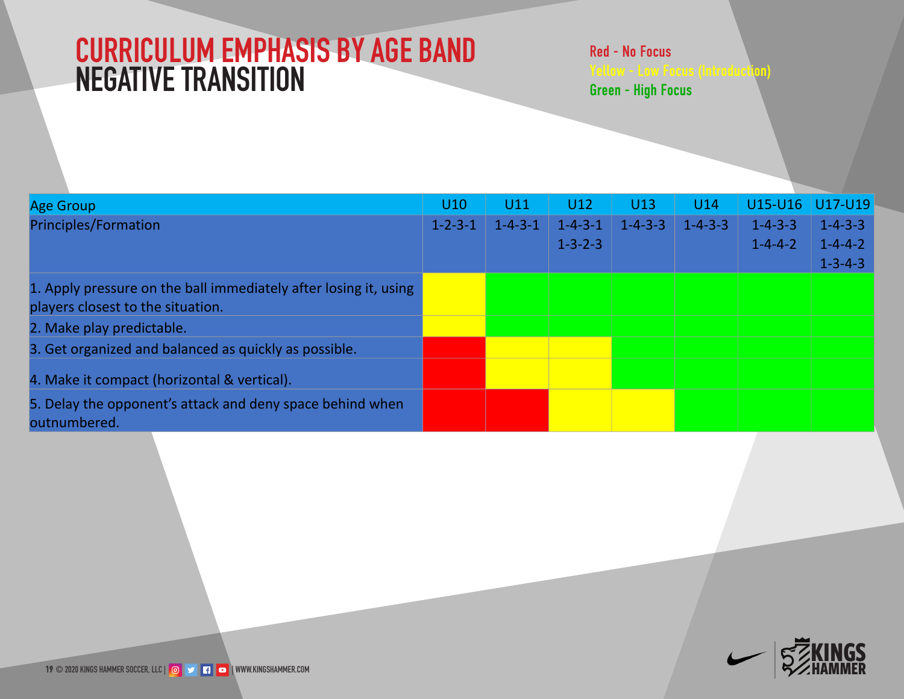# CURRICULUM EMPHASIS BY AGE BAND
## NEGATIVE TRANSITION

Red - No Focus
Yellow - Low Focus (Introduction)
Green - High Focus

| Age Group | U10 | U11 | U12 | U13 | U14 | U15-U16 | U17-U19 |
|---|---|---|---|---|---|---|---|
| Principles/Formation | 1-2-3-1 | 1-4-3-1 | 1-4-3-1<br>1-3-2-3 | 1-4-3-3 | 1-4-3-3 | 1-4-3-3<br>1-4-4-2 | 1-4-3-3<br>1-4-4-2<br>1-3-4-3 |
| 1. Apply pressure on the ball immediately after losing it, using players closest to the situation. | Yellow | Green | Green | Green | Green | Green | Green |
| 2. Make play predictable. | Yellow | Green | Green | Green | Green | Green | Green |
| 3. Get organized and balanced as quickly as possible. | Red | Yellow | Yellow | Green | Green | Green | Green |
| 4. Make it compact (horizontal & vertical). | Red | Yellow | Yellow | Green | Green | Green | Green |
| 5. Delay the opponent's attack and deny space behind when outnumbered. | Red | Red | Yellow | Yellow | Green | Green | Green |

© 2020 KINGS HAMMER SOCCER, LLC | WWW.KINGSHAMMER.COM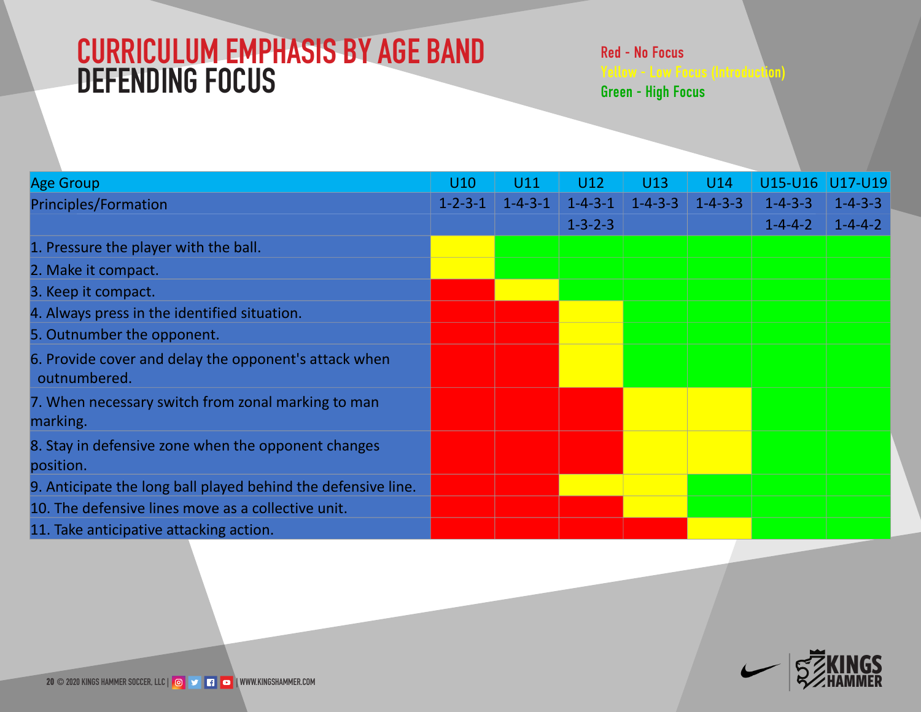# CURRICULUM EMPHASIS BY AGE BAND
## DEFENDING FOCUS

Red - No Focus
Yellow - Low Focus (Introduction)
Green - High Focus

| Age Group | U10 | U11 | U12 | U13 | U14 | U15-U16 | U17-U19 |
|---|---|---|---|---|---|---|---|
| Principles/Formation | 1-2-3-1 | 1-4-3-1 | 1-4-3-1 | 1-4-3-3 | 1-4-3-3 | 1-4-3-3 | 1-4-3-3 |
| | | | 1-3-2-3 | | | 1-4-4-2 | 1-4-4-2 |
| 1. Pressure the player with the ball. | Yellow | Green | Green | Green | Green | Green | Green |
| 2. Make it compact. | Yellow | Green | Green | Green | Green | Green | Green |
| 3. Keep it compact. | Red | Yellow | Green | Green | Green | Green | Green |
| 4. Always press in the identified situation. | Red | Red | Yellow | Green | Green | Green | Green |
| 5. Outnumber the opponent. | Red | Red | Yellow | Green | Green | Green | Green |
| 6. Provide cover and delay the opponent's attack when outnumbered. | Red | Red | Yellow | Green | Green | Green | Green |
| 7. When necessary switch from zonal marking to man marking. | Red | Red | Red | Yellow | Yellow | Green | Green |
| 8. Stay in defensive zone when the opponent changes position. | Red | Red | Red | Yellow | Yellow | Green | Green |
| 9. Anticipate the long ball played behind the defensive line. | Red | Red | Yellow | Yellow | Green | Green | Green |
| 10. The defensive lines move as a collective unit. | Red | Red | Red | Yellow | Green | Green | Green |
| 11. Take anticipative attacking action. | Red | Red | Red | Red | Yellow | Green | Green |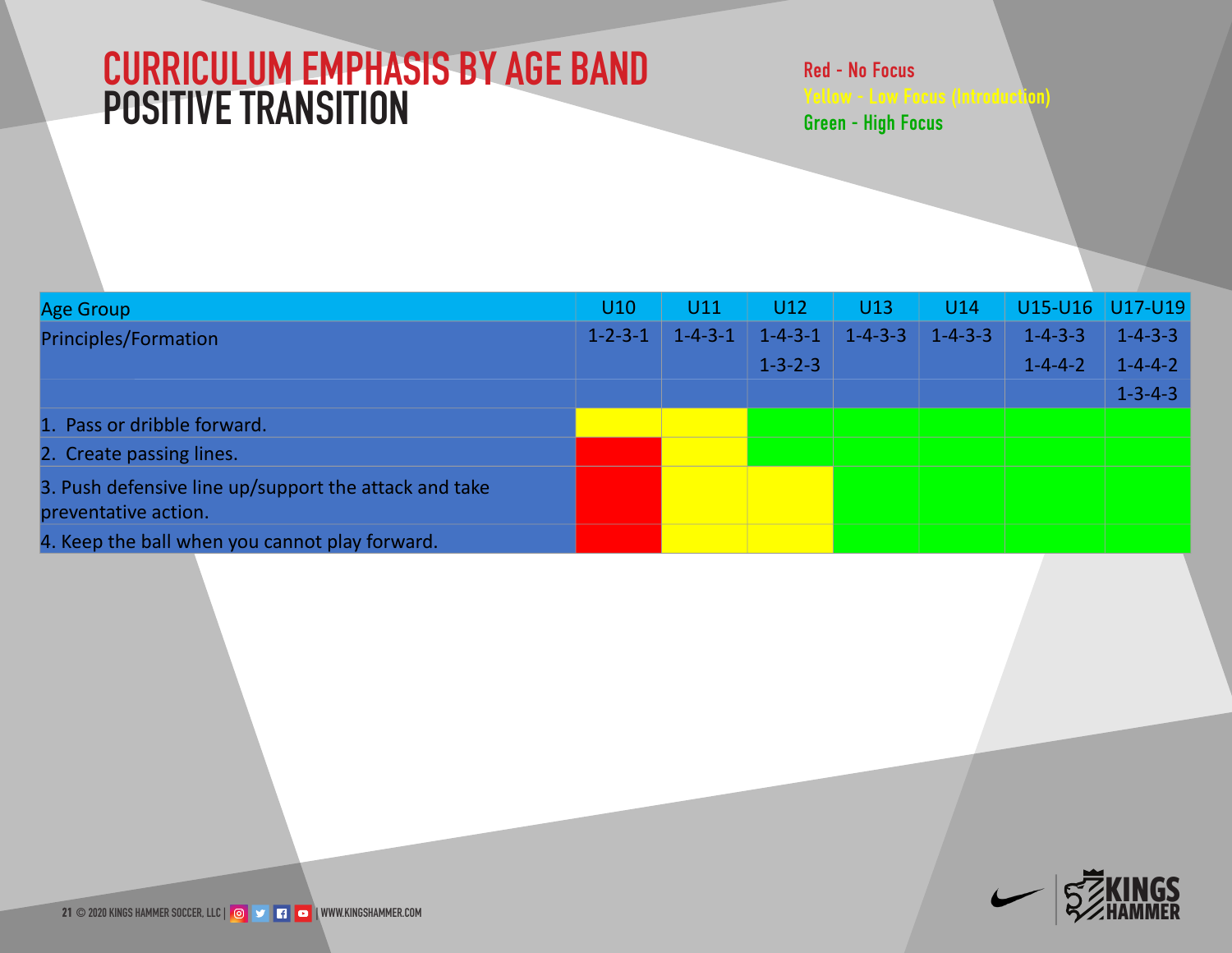# CURRICULUM EMPHASIS BY AGE BAND
## POSITIVE TRANSITION

Red - No Focus
Yellow - Low Focus (Introduction)
Green - High Focus

| Age Group | U10 | U11 | U12 | U13 | U14 | U15-U16 | U17-U19 |
|---|---|---|---|---|---|---|---|
| Principles/Formation | 1-2-3-1 | 1-4-3-1 | 1-4-3-1<br>1-3-2-3 | 1-4-3-3 | 1-4-3-3 | 1-4-3-3<br>1-4-4-2 | 1-4-3-3<br>1-4-4-2<br>1-3-4-3 |
| 1. Pass or dribble forward. | Yellow | Yellow | Green | Green | Green | Green | Green |
| 2. Create passing lines. | Red | Yellow | Green | Green | Green | Green | Green |
| 3. Push defensive line up/support the attack and take preventative action. | Red | Yellow | Yellow | Green | Green | Green | Green |
| 4. Keep the ball when you cannot play forward. | Red | Yellow | Yellow | Green | Green | Green | Green |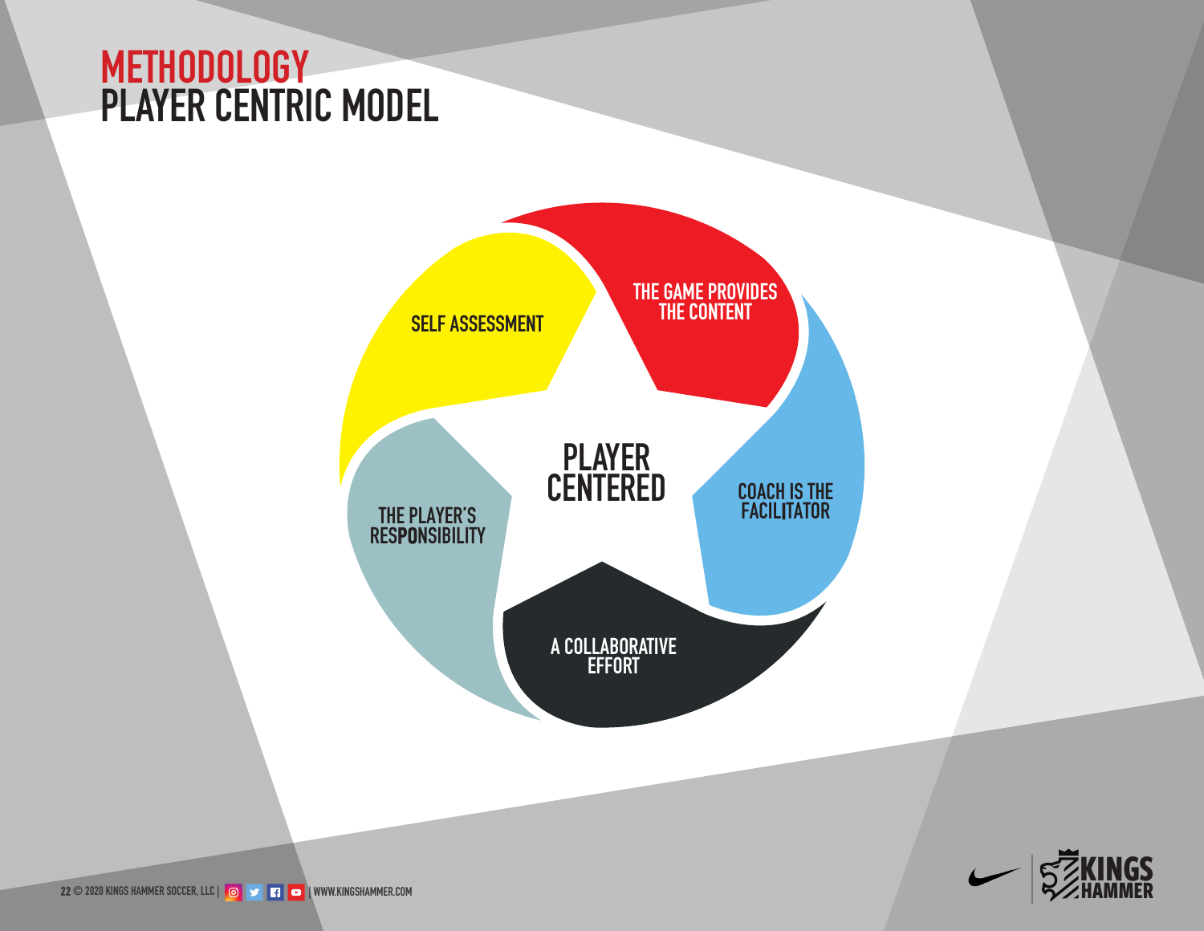# METHODOLOGY
## PLAYER CENTRIC MODEL

**PLAYER CENTERED**

- THE GAME PROVIDES THE CONTENT
- COACH IS THE FACILITATOR
- A COLLABORATIVE EFFORT
- THE PLAYER'S RESPONSIBILITY
- SELF ASSESSMENT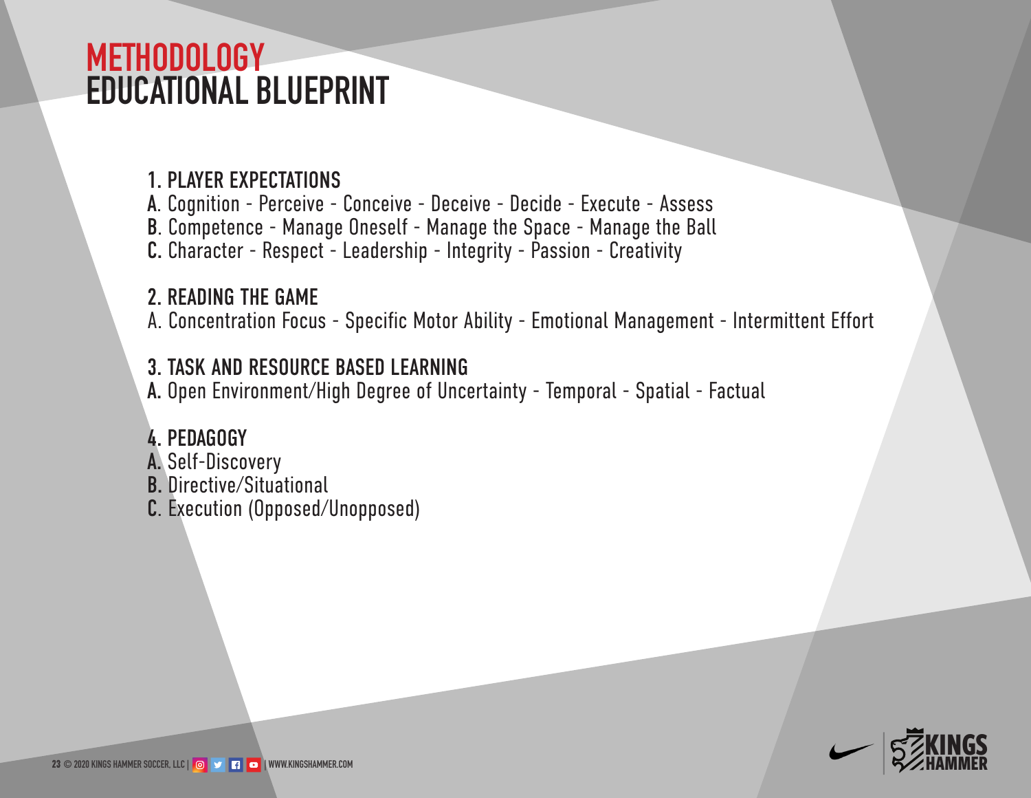# METHODOLOGY
# EDUCATIONAL BLUEPRINT

**1. PLAYER EXPECTATIONS**

**A**. Cognition - Perceive - Conceive - Deceive - Decide - Execute - Assess
**B**. Competence - Manage Oneself - Manage the Space - Manage the Ball
**C.** Character - Respect - Leadership - Integrity - Passion - Creativity

**2. READING THE GAME**

A. Concentration Focus - Specific Motor Ability - Emotional Management - Intermittent Effort

**3. TASK AND RESOURCE BASED LEARNING**

**A.** Open Environment/High Degree of Uncertainty - Temporal - Spatial - Factual

**4. PEDAGOGY**

**A.** Self-Discovery
**B.** Directive/Situational
**C.** Execution (Opposed/Unopposed)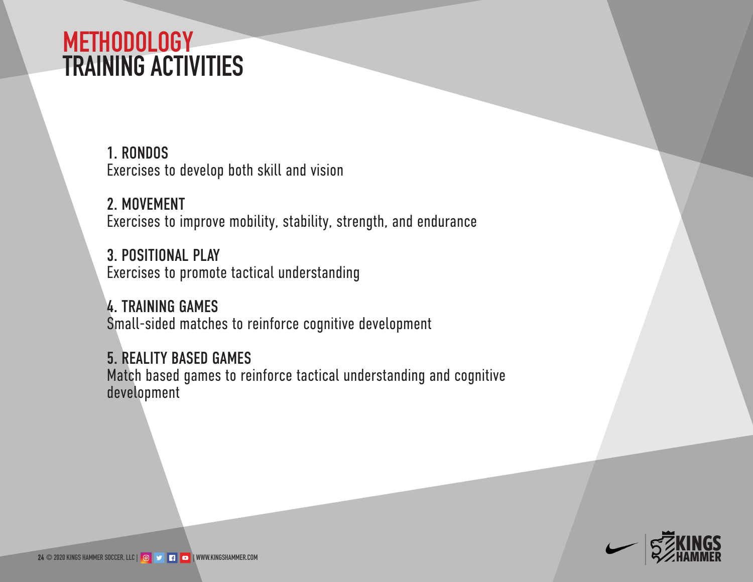# METHODOLOGY
## TRAINING ACTIVITIES

**1. RONDOS**
Exercises to develop both skill and vision

**2. MOVEMENT**
Exercises to improve mobility, stability, strength, and endurance

**3. POSITIONAL PLAY**
Exercises to promote tactical understanding

**4. TRAINING GAMES**
Small-sided matches to reinforce cognitive development

**5. REALITY BASED GAMES**
Match based games to reinforce tactical understanding and cognitive development